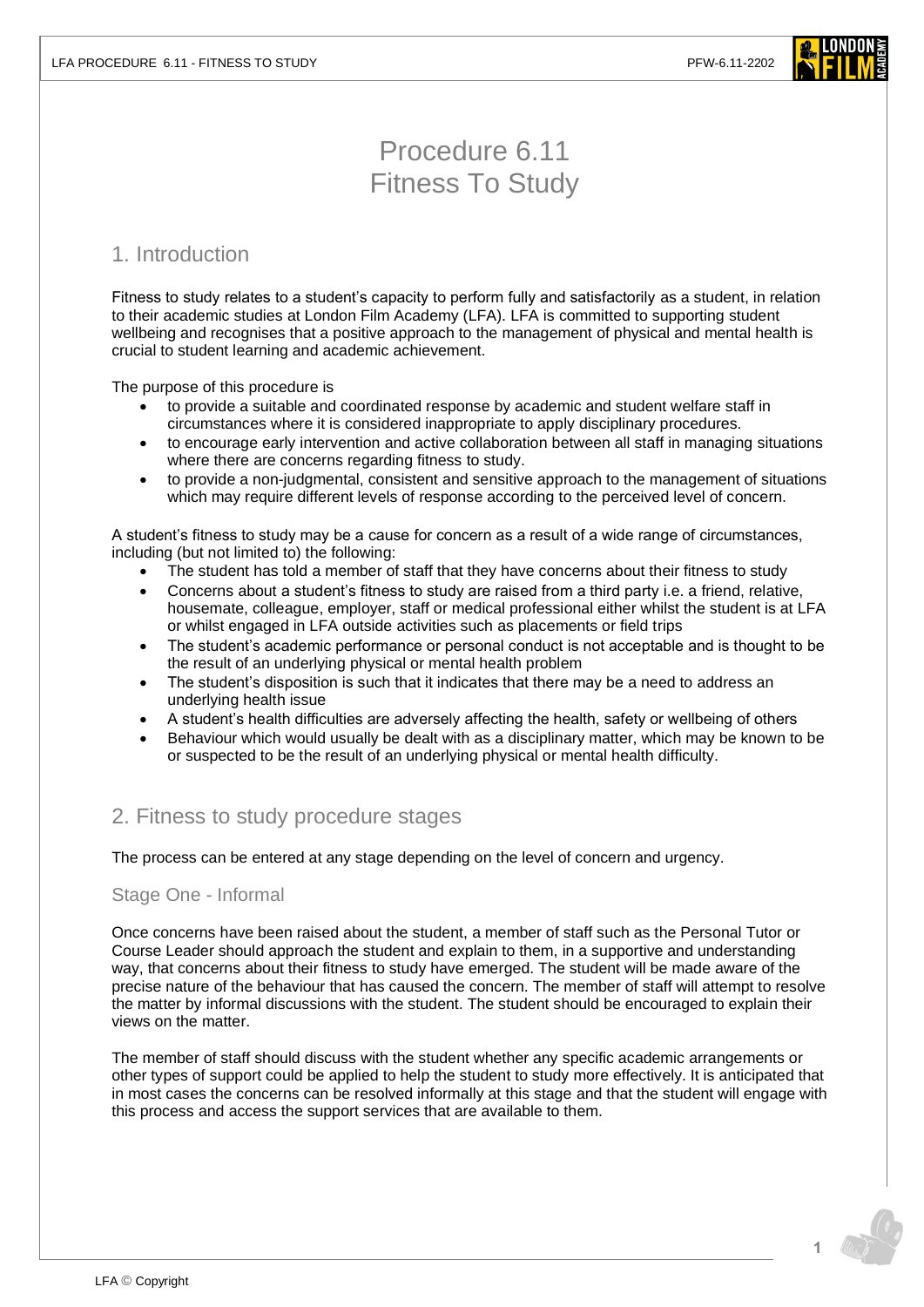# Procedure 6.11
# Fitness To Study

## 1. Introduction

Fitness to study relates to a student's capacity to perform fully and satisfactorily as a student, in relation to their academic studies at London Film Academy (LFA). LFA is committed to supporting student wellbeing and recognises that a positive approach to the management of physical and mental health is crucial to student learning and academic achievement.

The purpose of this procedure is

- to provide a suitable and coordinated response by academic and student welfare staff in circumstances where it is considered inappropriate to apply disciplinary procedures.
- to encourage early intervention and active collaboration between all staff in managing situations where there are concerns regarding fitness to study.
- to provide a non-judgmental, consistent and sensitive approach to the management of situations which may require different levels of response according to the perceived level of concern.

A student's fitness to study may be a cause for concern as a result of a wide range of circumstances, including (but not limited to) the following:

- The student has told a member of staff that they have concerns about their fitness to study
- Concerns about a student's fitness to study are raised from a third party i.e. a friend, relative, housemate, colleague, employer, staff or medical professional either whilst the student is at LFA or whilst engaged in LFA outside activities such as placements or field trips
- The student's academic performance or personal conduct is not acceptable and is thought to be the result of an underlying physical or mental health problem
- The student's disposition is such that it indicates that there may be a need to address an underlying health issue
- A student's health difficulties are adversely affecting the health, safety or wellbeing of others
- Behaviour which would usually be dealt with as a disciplinary matter, which may be known to be or suspected to be the result of an underlying physical or mental health difficulty.

## 2. Fitness to study procedure stages

The process can be entered at any stage depending on the level of concern and urgency.

### Stage One - Informal

Once concerns have been raised about the student, a member of staff such as the Personal Tutor or Course Leader should approach the student and explain to them, in a supportive and understanding way, that concerns about their fitness to study have emerged. The student will be made aware of the precise nature of the behaviour that has caused the concern. The member of staff will attempt to resolve the matter by informal discussions with the student. The student should be encouraged to explain their views on the matter.

The member of staff should discuss with the student whether any specific academic arrangements or other types of support could be applied to help the student to study more effectively. It is anticipated that in most cases the concerns can be resolved informally at this stage and that the student will engage with this process and access the support services that are available to them.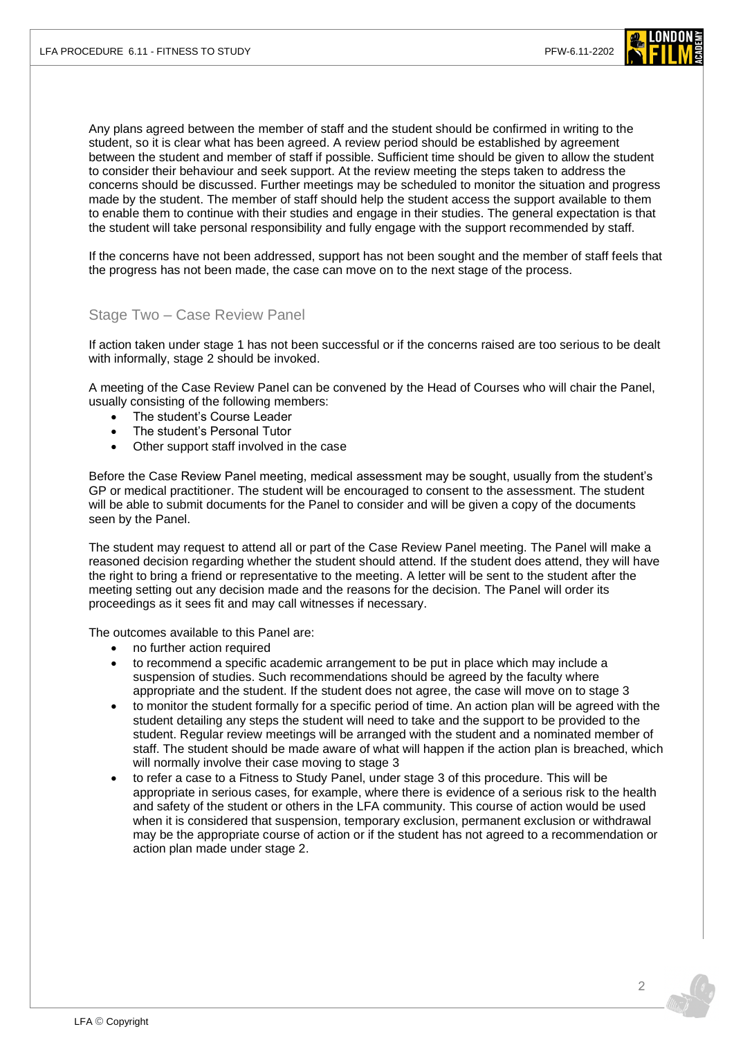Any plans agreed between the member of staff and the student should be confirmed in writing to the student, so it is clear what has been agreed. A review period should be established by agreement between the student and member of staff if possible. Sufficient time should be given to allow the student to consider their behaviour and seek support. At the review meeting the steps taken to address the concerns should be discussed. Further meetings may be scheduled to monitor the situation and progress made by the student. The member of staff should help the student access the support available to them to enable them to continue with their studies and engage in their studies. The general expectation is that the student will take personal responsibility and fully engage with the support recommended by staff.

If the concerns have not been addressed, support has not been sought and the member of staff feels that the progress has not been made, the case can move on to the next stage of the process.

## Stage Two – Case Review Panel

If action taken under stage 1 has not been successful or if the concerns raised are too serious to be dealt with informally, stage 2 should be invoked.

A meeting of the Case Review Panel can be convened by the Head of Courses who will chair the Panel, usually consisting of the following members:

- The student's Course Leader
- The student's Personal Tutor
- Other support staff involved in the case

Before the Case Review Panel meeting, medical assessment may be sought, usually from the student's GP or medical practitioner. The student will be encouraged to consent to the assessment. The student will be able to submit documents for the Panel to consider and will be given a copy of the documents seen by the Panel.

The student may request to attend all or part of the Case Review Panel meeting. The Panel will make a reasoned decision regarding whether the student should attend. If the student does attend, they will have the right to bring a friend or representative to the meeting. A letter will be sent to the student after the meeting setting out any decision made and the reasons for the decision. The Panel will order its proceedings as it sees fit and may call witnesses if necessary.

The outcomes available to this Panel are:

- no further action required
- to recommend a specific academic arrangement to be put in place which may include a suspension of studies. Such recommendations should be agreed by the faculty where appropriate and the student. If the student does not agree, the case will move on to stage 3
- to monitor the student formally for a specific period of time. An action plan will be agreed with the student detailing any steps the student will need to take and the support to be provided to the student. Regular review meetings will be arranged with the student and a nominated member of staff. The student should be made aware of what will happen if the action plan is breached, which will normally involve their case moving to stage 3
- to refer a case to a Fitness to Study Panel, under stage 3 of this procedure. This will be appropriate in serious cases, for example, where there is evidence of a serious risk to the health and safety of the student or others in the LFA community. This course of action would be used when it is considered that suspension, temporary exclusion, permanent exclusion or withdrawal may be the appropriate course of action or if the student has not agreed to a recommendation or action plan made under stage 2.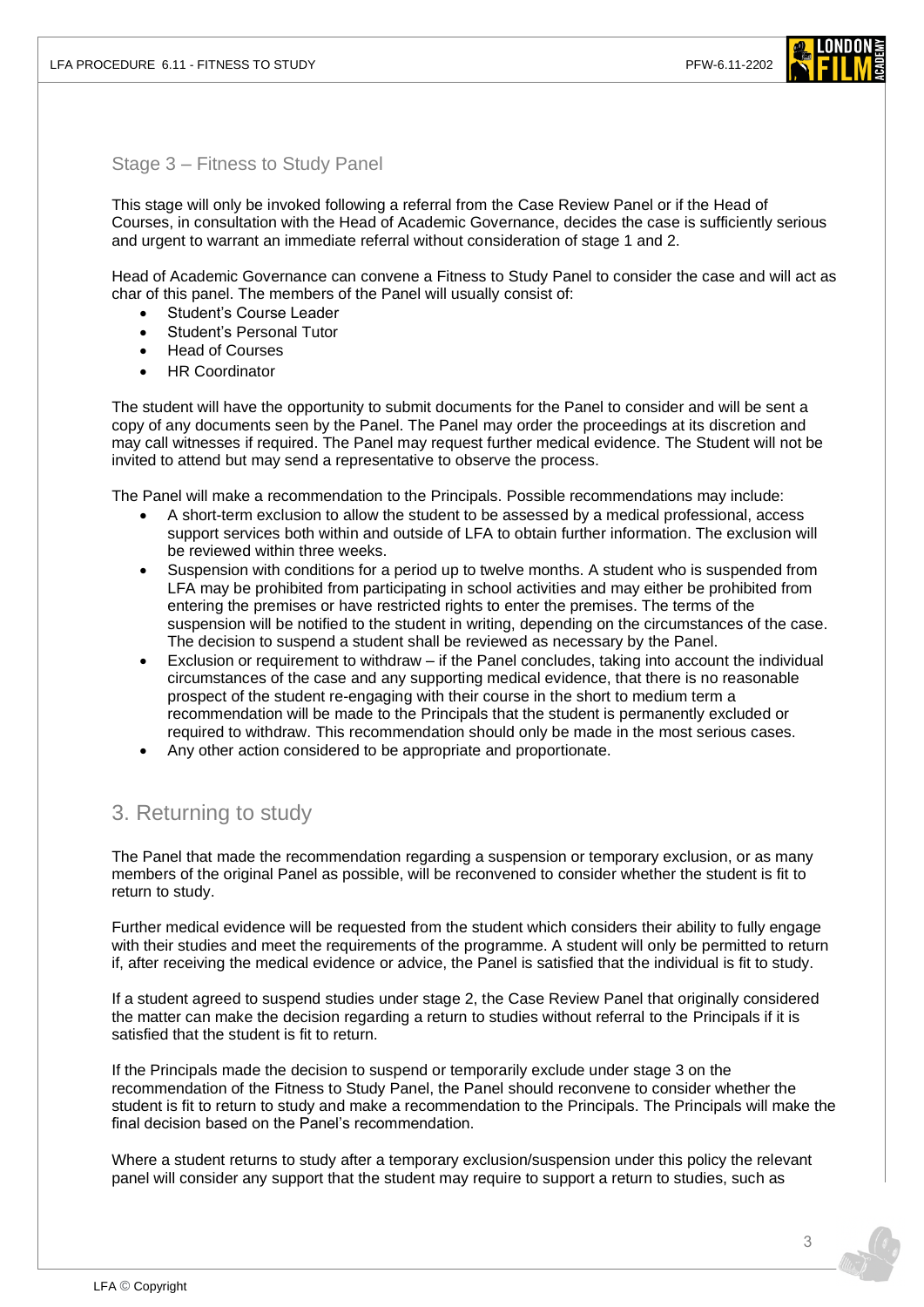### Stage 3 – Fitness to Study Panel

This stage will only be invoked following a referral from the Case Review Panel or if the Head of Courses, in consultation with the Head of Academic Governance, decides the case is sufficiently serious and urgent to warrant an immediate referral without consideration of stage 1 and 2.

Head of Academic Governance can convene a Fitness to Study Panel to consider the case and will act as char of this panel. The members of the Panel will usually consist of:

- Student's Course Leader
- Student's Personal Tutor
- Head of Courses
- HR Coordinator

The student will have the opportunity to submit documents for the Panel to consider and will be sent a copy of any documents seen by the Panel. The Panel may order the proceedings at its discretion and may call witnesses if required. The Panel may request further medical evidence. The Student will not be invited to attend but may send a representative to observe the process.

The Panel will make a recommendation to the Principals. Possible recommendations may include:

- A short-term exclusion to allow the student to be assessed by a medical professional, access support services both within and outside of LFA to obtain further information. The exclusion will be reviewed within three weeks.
- Suspension with conditions for a period up to twelve months. A student who is suspended from LFA may be prohibited from participating in school activities and may either be prohibited from entering the premises or have restricted rights to enter the premises. The terms of the suspension will be notified to the student in writing, depending on the circumstances of the case. The decision to suspend a student shall be reviewed as necessary by the Panel.
- Exclusion or requirement to withdraw – if the Panel concludes, taking into account the individual circumstances of the case and any supporting medical evidence, that there is no reasonable prospect of the student re-engaging with their course in the short to medium term a recommendation will be made to the Principals that the student is permanently excluded or required to withdraw. This recommendation should only be made in the most serious cases.
- Any other action considered to be appropriate and proportionate.

## 3. Returning to study

The Panel that made the recommendation regarding a suspension or temporary exclusion, or as many members of the original Panel as possible, will be reconvened to consider whether the student is fit to return to study.

Further medical evidence will be requested from the student which considers their ability to fully engage with their studies and meet the requirements of the programme. A student will only be permitted to return if, after receiving the medical evidence or advice, the Panel is satisfied that the individual is fit to study.

If a student agreed to suspend studies under stage 2, the Case Review Panel that originally considered the matter can make the decision regarding a return to studies without referral to the Principals if it is satisfied that the student is fit to return.

If the Principals made the decision to suspend or temporarily exclude under stage 3 on the recommendation of the Fitness to Study Panel, the Panel should reconvene to consider whether the student is fit to return to study and make a recommendation to the Principals. The Principals will make the final decision based on the Panel's recommendation.

Where a student returns to study after a temporary exclusion/suspension under this policy the relevant panel will consider any support that the student may require to support a return to studies, such as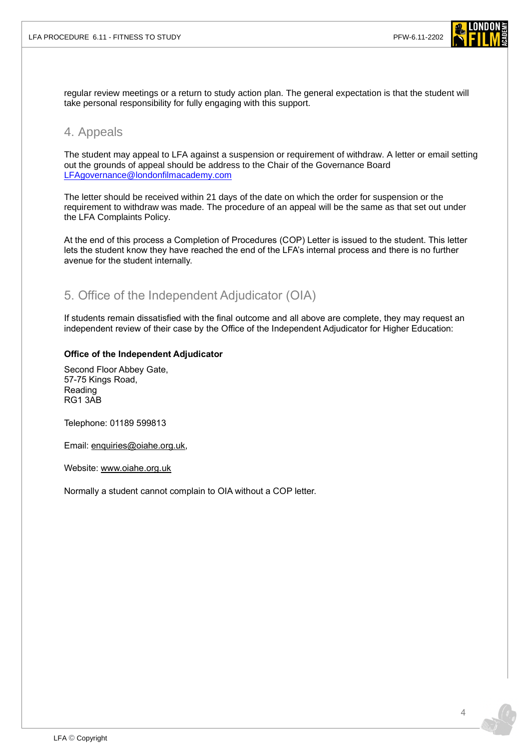regular review meetings or a return to study action plan. The general expectation is that the student will take personal responsibility for fully engaging with this support.

## 4. Appeals

The student may appeal to LFA against a suspension or requirement of withdraw. A letter or email setting out the grounds of appeal should be address to the Chair of the Governance Board LFAgovernance@londonfilmacademy.com

The letter should be received within 21 days of the date on which the order for suspension or the requirement to withdraw was made. The procedure of an appeal will be the same as that set out under the LFA Complaints Policy.

At the end of this process a Completion of Procedures (COP) Letter is issued to the student. This letter lets the student know they have reached the end of the LFA's internal process and there is no further avenue for the student internally.

## 5. Office of the Independent Adjudicator (OIA)

If students remain dissatisfied with the final outcome and all above are complete, they may request an independent review of their case by the Office of the Independent Adjudicator for Higher Education:

**Office of the Independent Adjudicator**

Second Floor Abbey Gate,
57-75 Kings Road,
Reading
RG1 3AB

Telephone: 01189 599813

Email: enquiries@oiahe.org.uk,

Website: www.oiahe.org.uk

Normally a student cannot complain to OIA without a COP letter.